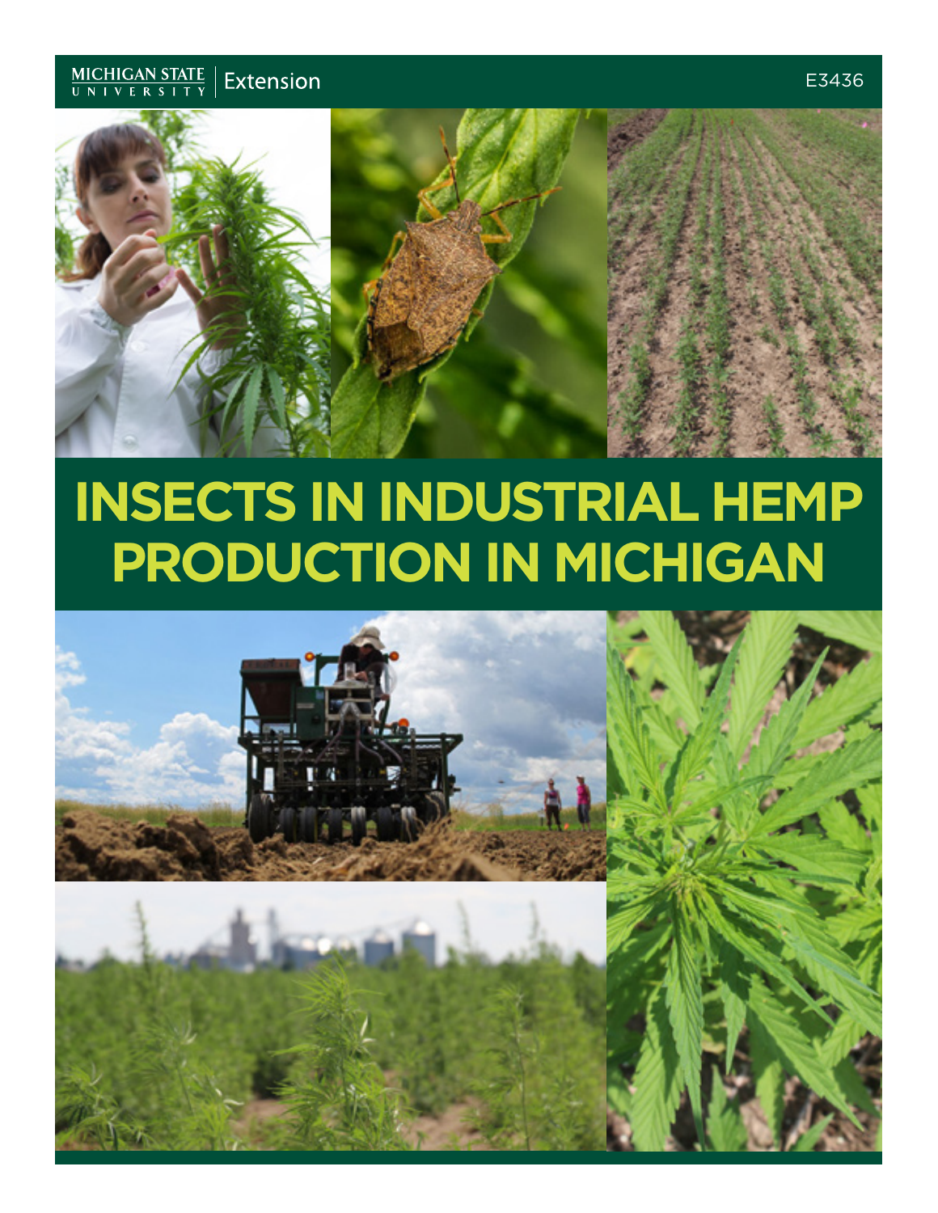MICHIGAN STATE UNIVERSITY | Extension

E3436

# INSECTS IN INDUSTRIAL HEMP PRODUCTION IN MICHIGAN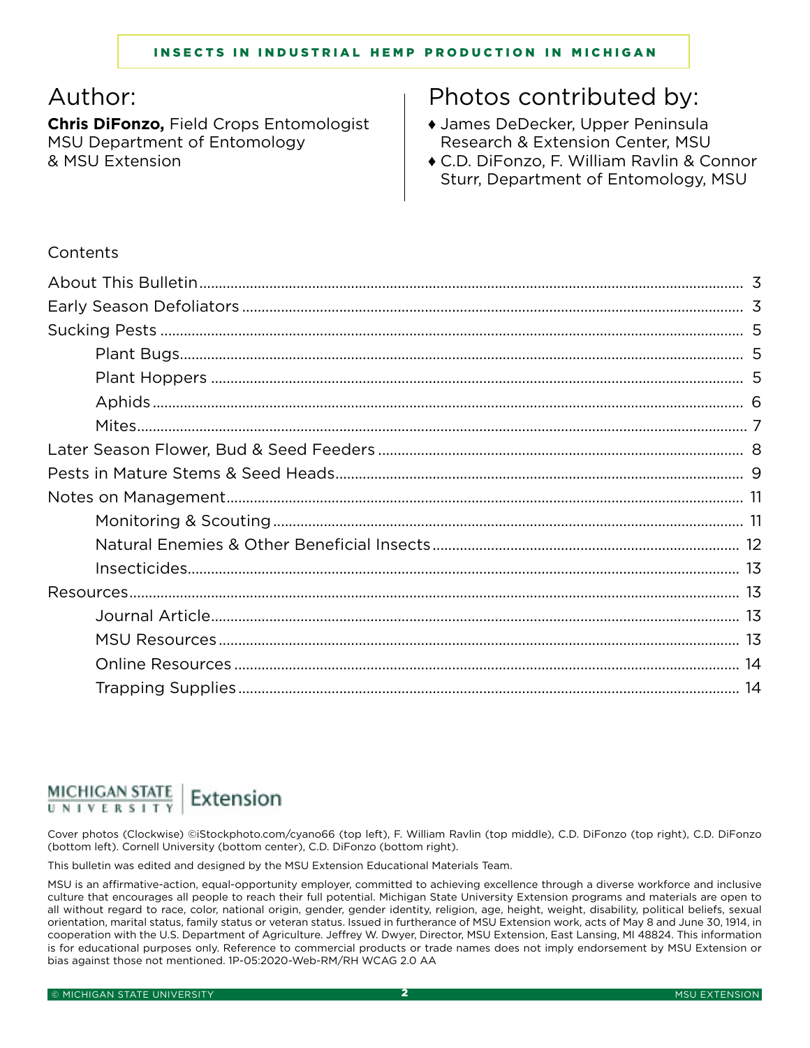## Author:

**Chris DiFonzo,** Field Crops Entomologist
MSU Department of Entomology
& MSU Extension

## Photos contributed by:

- James DeDecker, Upper Peninsula Research & Extension Center, MSU
- C.D. DiFonzo, F. William Ravlin & Connor Sturr, Department of Entomology, MSU

### Contents

- About This Bulletin ..... 3
- Early Season Defoliators ..... 3
- Sucking Pests ..... 5
  - Plant Bugs ..... 5
  - Plant Hoppers ..... 5
  - Aphids ..... 6
  - Mites ..... 7
- Later Season Flower, Bud & Seed Feeders ..... 8
- Pests in Mature Stems & Seed Heads ..... 9
- Notes on Management ..... 11
  - Monitoring & Scouting ..... 11
  - Natural Enemies & Other Beneficial Insects ..... 12
  - Insecticides ..... 13
- Resources ..... 13
  - Journal Article ..... 13
  - MSU Resources ..... 13
  - Online Resources ..... 14
  - Trapping Supplies ..... 14

MICHIGAN STATE UNIVERSITY | Extension

Cover photos (Clockwise) ©iStockphoto.com/cyano66 (top left), F. William Ravlin (top middle), C.D. DiFonzo (top right), C.D. DiFonzo (bottom left). Cornell University (bottom center), C.D. DiFonzo (bottom right).

This bulletin was edited and designed by the MSU Extension Educational Materials Team.

MSU is an affirmative-action, equal-opportunity employer, committed to achieving excellence through a diverse workforce and inclusive culture that encourages all people to reach their full potential. Michigan State University Extension programs and materials are open to all without regard to race, color, national origin, gender, gender identity, religion, age, height, weight, disability, political beliefs, sexual orientation, marital status, family status or veteran status. Issued in furtherance of MSU Extension work, acts of May 8 and June 30, 1914, in cooperation with the U.S. Department of Agriculture. Jeffrey W. Dwyer, Director, MSU Extension, East Lansing, MI 48824. This information is for educational purposes only. Reference to commercial products or trade names does not imply endorsement by MSU Extension or bias against those not mentioned. 1P-05:2020-Web-RM/RH WCAG 2.0 AA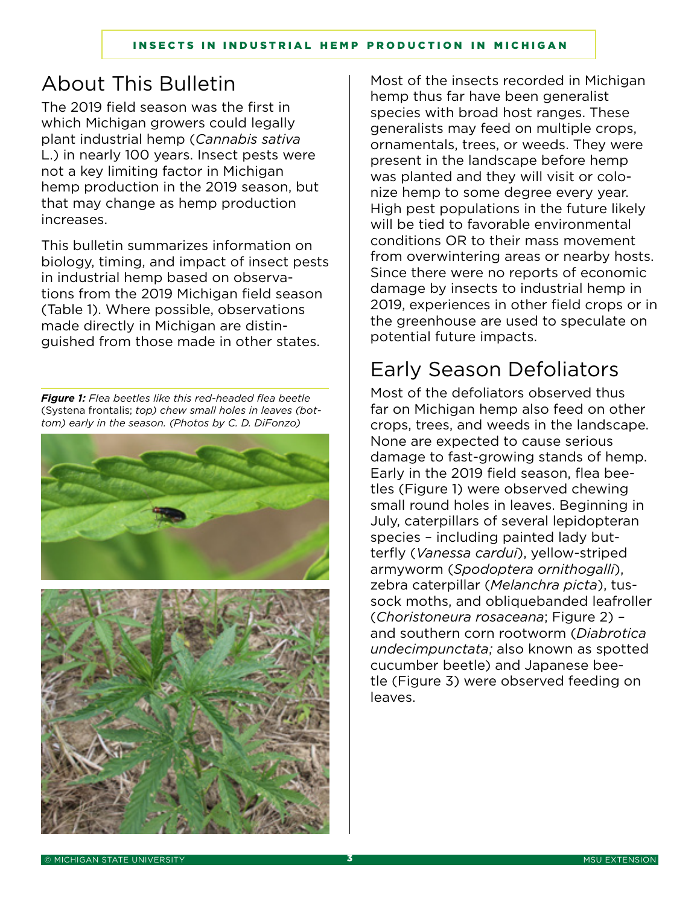## About This Bulletin

The 2019 field season was the first in which Michigan growers could legally plant industrial hemp (*Cannabis sativa* L.) in nearly 100 years. Insect pests were not a key limiting factor in Michigan hemp production in the 2019 season, but that may change as hemp production increases.

This bulletin summarizes information on biology, timing, and impact of insect pests in industrial hemp based on observations from the 2019 Michigan field season (Table 1). Where possible, observations made directly in Michigan are distinguished from those made in other states.

***Figure 1:*** *Flea beetles like this red-headed flea beetle* (Systena frontalis; *top) chew small holes in leaves (bottom) early in the season. (Photos by C. D. DiFonzo)*

Most of the insects recorded in Michigan hemp thus far have been generalist species with broad host ranges. These generalists may feed on multiple crops, ornamentals, trees, or weeds. They were present in the landscape before hemp was planted and they will visit or colonize hemp to some degree every year. High pest populations in the future likely will be tied to favorable environmental conditions OR to their mass movement from overwintering areas or nearby hosts. Since there were no reports of economic damage by insects to industrial hemp in 2019, experiences in other field crops or in the greenhouse are used to speculate on potential future impacts.

## Early Season Defoliators

Most of the defoliators observed thus far on Michigan hemp also feed on other crops, trees, and weeds in the landscape. None are expected to cause serious damage to fast-growing stands of hemp. Early in the 2019 field season, flea beetles (Figure 1) were observed chewing small round holes in leaves. Beginning in July, caterpillars of several lepidopteran species – including painted lady butterfly (*Vanessa cardui*), yellow-striped armyworm (*Spodoptera ornithogalli*), zebra caterpillar (*Melanchra picta*), tussock moths, and obliquebanded leafroller (*Choristoneura rosaceana*; Figure 2) – and southern corn rootworm (*Diabrotica undecimpunctata;* also known as spotted cucumber beetle) and Japanese beetle (Figure 3) were observed feeding on leaves.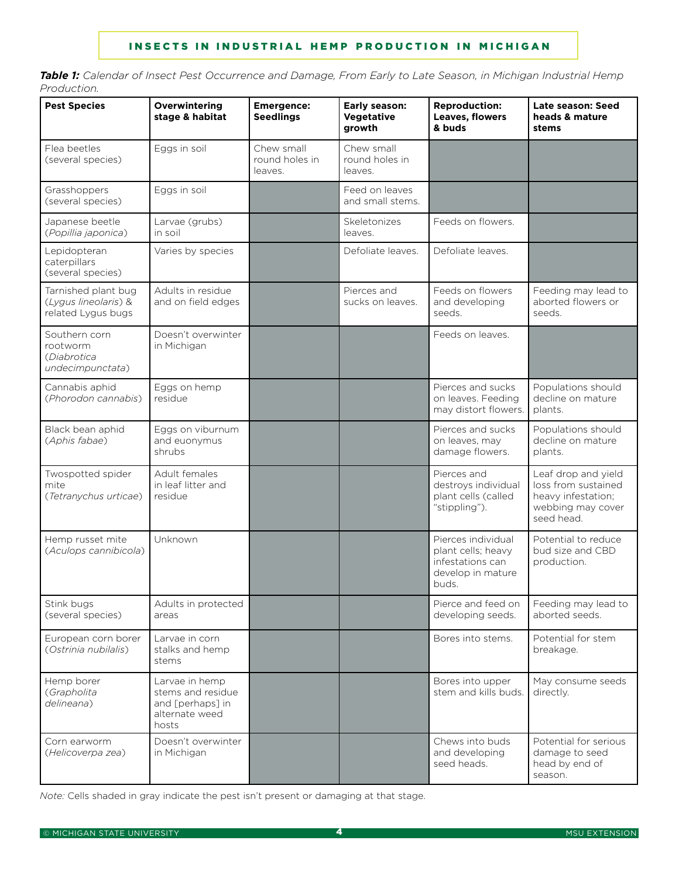***Table 1:*** *Calendar of Insect Pest Occurrence and Damage, From Early to Late Season, in Michigan Industrial Hemp Production.*

| Pest Species | Overwintering stage & habitat | Emergence: Seedlings | Early season: Vegetative growth | Reproduction: Leaves, flowers & buds | Late season: Seed heads & mature stems |
|---|---|---|---|---|---|
| Flea beetles (several species) | Eggs in soil | Chew small round holes in leaves. | Chew small round holes in leaves. | | |
| Grasshoppers (several species) | Eggs in soil | | Feed on leaves and small stems. | | |
| Japanese beetle (*Popillia japonica*) | Larvae (grubs) in soil | | Skeletonizes leaves. | Feeds on flowers. | |
| Lepidopteran caterpillars (several species) | Varies by species | | Defoliate leaves. | Defoliate leaves. | |
| Tarnished plant bug (*Lygus lineolaris*) & related Lygus bugs | Adults in residue and on field edges | | Pierces and sucks on leaves. | Feeds on flowers and developing seeds. | Feeding may lead to aborted flowers or seeds. |
| Southern corn rootworm (*Diabrotica undecimpunctata*) | Doesn't overwinter in Michigan | | | Feeds on leaves. | |
| Cannabis aphid (*Phorodon cannabis*) | Eggs on hemp residue | | | Pierces and sucks on leaves. Feeding may distort flowers. | Populations should decline on mature plants. |
| Black bean aphid (*Aphis fabae*) | Eggs on viburnum and euonymus shrubs | | | Pierces and sucks on leaves, may damage flowers. | Populations should decline on mature plants. |
| Twospotted spider mite (*Tetranychus urticae*) | Adult females in leaf litter and residue | | | Pierces and destroys individual plant cells (called "stippling"). | Leaf drop and yield loss from sustained heavy infestation; webbing may cover seed head. |
| Hemp russet mite (*Aculops cannibicola*) | Unknown | | | Pierces individual plant cells; heavy infestations can develop in mature buds. | Potential to reduce bud size and CBD production. |
| Stink bugs (several species) | Adults in protected areas | | | Pierce and feed on developing seeds. | Feeding may lead to aborted seeds. |
| European corn borer (*Ostrinia nubilalis*) | Larvae in corn stalks and hemp stems | | | Bores into stems. | Potential for stem breakage. |
| Hemp borer (*Grapholita delineana*) | Larvae in hemp stems and residue and [perhaps] in alternate weed hosts | | | Bores into upper stem and kills buds. | May consume seeds directly. |
| Corn earworm (*Helicoverpa zea*) | Doesn't overwinter in Michigan | | | Chews into buds and developing seed heads. | Potential for serious damage to seed head by end of season. |

*Note:* Cells shaded in gray indicate the pest isn't present or damaging at that stage.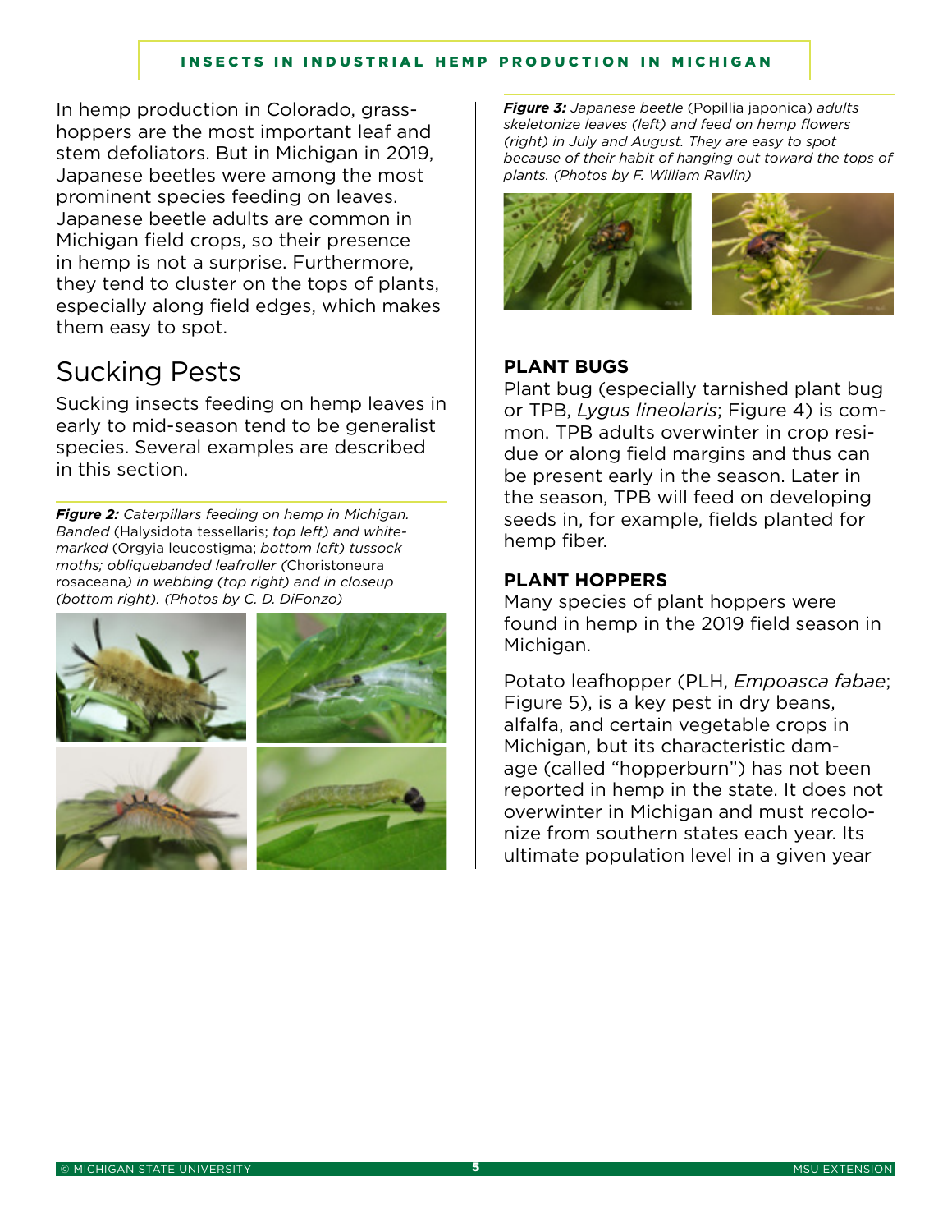In hemp production in Colorado, grasshoppers are the most important leaf and stem defoliators. But in Michigan in 2019, Japanese beetles were among the most prominent species feeding on leaves. Japanese beetle adults are common in Michigan field crops, so their presence in hemp is not a surprise. Furthermore, they tend to cluster on the tops of plants, especially along field edges, which makes them easy to spot.

## Sucking Pests

Sucking insects feeding on hemp leaves in early to mid-season tend to be generalist species. Several examples are described in this section.

***Figure 2:*** *Caterpillars feeding on hemp in Michigan. Banded* (Halysidota tessellaris; *top left) and white-marked* (Orgyia leucostigma; *bottom left) tussock moths; obliquebanded leafroller (*Choristoneura rosaceana*) in webbing (top right) and in closeup (bottom right). (Photos by C. D. DiFonzo)*

***Figure 3:*** *Japanese beetle* (Popillia japonica) *adults skeletonize leaves (left) and feed on hemp flowers (right) in July and August. They are easy to spot because of their habit of hanging out toward the tops of plants. (Photos by F. William Ravlin)*

### PLANT BUGS

Plant bug (especially tarnished plant bug or TPB, *Lygus lineolaris*; Figure 4) is common. TPB adults overwinter in crop residue or along field margins and thus can be present early in the season. Later in the season, TPB will feed on developing seeds in, for example, fields planted for hemp fiber.

### PLANT HOPPERS

Many species of plant hoppers were found in hemp in the 2019 field season in Michigan.

Potato leafhopper (PLH, *Empoasca fabae*; Figure 5), is a key pest in dry beans, alfalfa, and certain vegetable crops in Michigan, but its characteristic damage (called "hopperburn") has not been reported in hemp in the state. It does not overwinter in Michigan and must recolonize from southern states each year. Its ultimate population level in a given year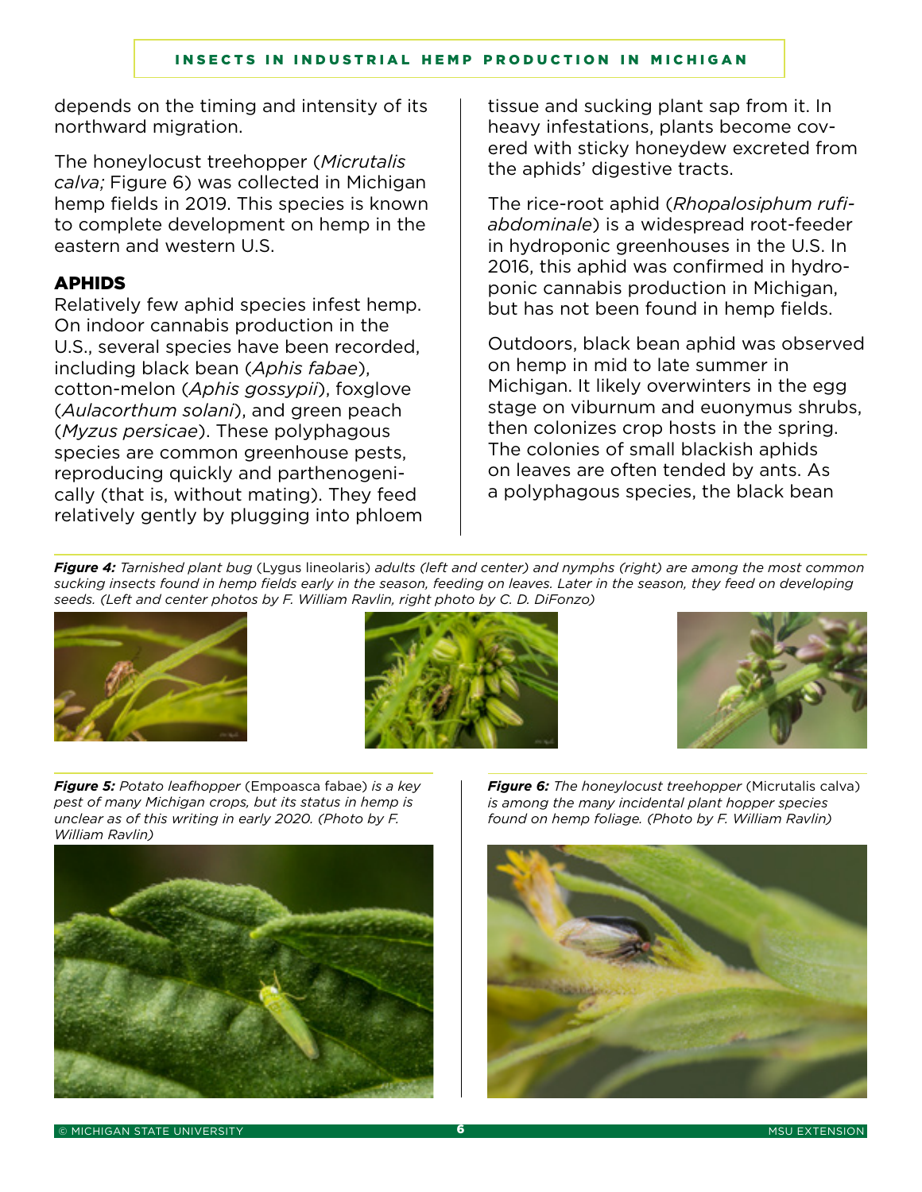depends on the timing and intensity of its northward migration.

The honeylocust treehopper (*Micrutalis calva;* Figure 6) was collected in Michigan hemp fields in 2019. This species is known to complete development on hemp in the eastern and western U.S.

## APHIDS

Relatively few aphid species infest hemp. On indoor cannabis production in the U.S., several species have been recorded, including black bean (*Aphis fabae*), cotton-melon (*Aphis gossypii*), foxglove (*Aulacorthum solani*), and green peach (*Myzus persicae*). These polyphagous species are common greenhouse pests, reproducing quickly and parthenogenically (that is, without mating). They feed relatively gently by plugging into phloem tissue and sucking plant sap from it. In heavy infestations, plants become covered with sticky honeydew excreted from the aphids' digestive tracts.

The rice-root aphid (*Rhopalosiphum rufiabdominale*) is a widespread root-feeder in hydroponic greenhouses in the U.S. In 2016, this aphid was confirmed in hydroponic cannabis production in Michigan, but has not been found in hemp fields.

Outdoors, black bean aphid was observed on hemp in mid to late summer in Michigan. It likely overwinters in the egg stage on viburnum and euonymus shrubs, then colonizes crop hosts in the spring. The colonies of small blackish aphids on leaves are often tended by ants. As a polyphagous species, the black bean

***Figure 4:*** *Tarnished plant bug* (Lygus lineolaris) *adults (left and center) and nymphs (right) are among the most common sucking insects found in hemp fields early in the season, feeding on leaves. Later in the season, they feed on developing seeds. (Left and center photos by F. William Ravlin, right photo by C. D. DiFonzo)*

***Figure 5:*** *Potato leafhopper* (Empoasca fabae) *is a key pest of many Michigan crops, but its status in hemp is unclear as of this writing in early 2020. (Photo by F. William Ravlin)*

***Figure 6:*** *The honeylocust treehopper* (Micrutalis calva) *is among the many incidental plant hopper species found on hemp foliage. (Photo by F. William Ravlin)*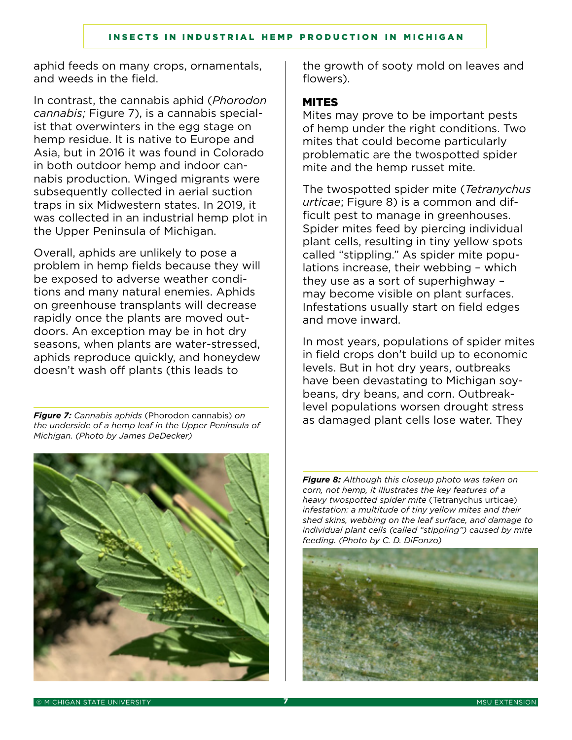aphid feeds on many crops, ornamentals, and weeds in the field.

In contrast, the cannabis aphid (*Phorodon cannabis;* Figure 7), is a cannabis specialist that overwinters in the egg stage on hemp residue. It is native to Europe and Asia, but in 2016 it was found in Colorado in both outdoor hemp and indoor cannabis production. Winged migrants were subsequently collected in aerial suction traps in six Midwestern states. In 2019, it was collected in an industrial hemp plot in the Upper Peninsula of Michigan.

Overall, aphids are unlikely to pose a problem in hemp fields because they will be exposed to adverse weather conditions and many natural enemies. Aphids on greenhouse transplants will decrease rapidly once the plants are moved outdoors. An exception may be in hot dry seasons, when plants are water-stressed, aphids reproduce quickly, and honeydew doesn't wash off plants (this leads to the growth of sooty mold on leaves and flowers).

***Figure 7:*** *Cannabis aphids* (Phorodon cannabis) *on the underside of a hemp leaf in the Upper Peninsula of Michigan. (Photo by James DeDecker)*

## MITES

Mites may prove to be important pests of hemp under the right conditions. Two mites that could become particularly problematic are the twospotted spider mite and the hemp russet mite.

The twospotted spider mite (*Tetranychus urticae*; Figure 8) is a common and difficult pest to manage in greenhouses. Spider mites feed by piercing individual plant cells, resulting in tiny yellow spots called "stippling." As spider mite populations increase, their webbing – which they use as a sort of superhighway – may become visible on plant surfaces. Infestations usually start on field edges and move inward.

In most years, populations of spider mites in field crops don't build up to economic levels. But in hot dry years, outbreaks have been devastating to Michigan soybeans, dry beans, and corn. Outbreak-level populations worsen drought stress as damaged plant cells lose water. They

***Figure 8:*** *Although this closeup photo was taken on corn, not hemp, it illustrates the key features of a heavy twospotted spider mite* (Tetranychus urticae) *infestation: a multitude of tiny yellow mites and their shed skins, webbing on the leaf surface, and damage to individual plant cells (called "stippling") caused by mite feeding. (Photo by C. D. DiFonzo)*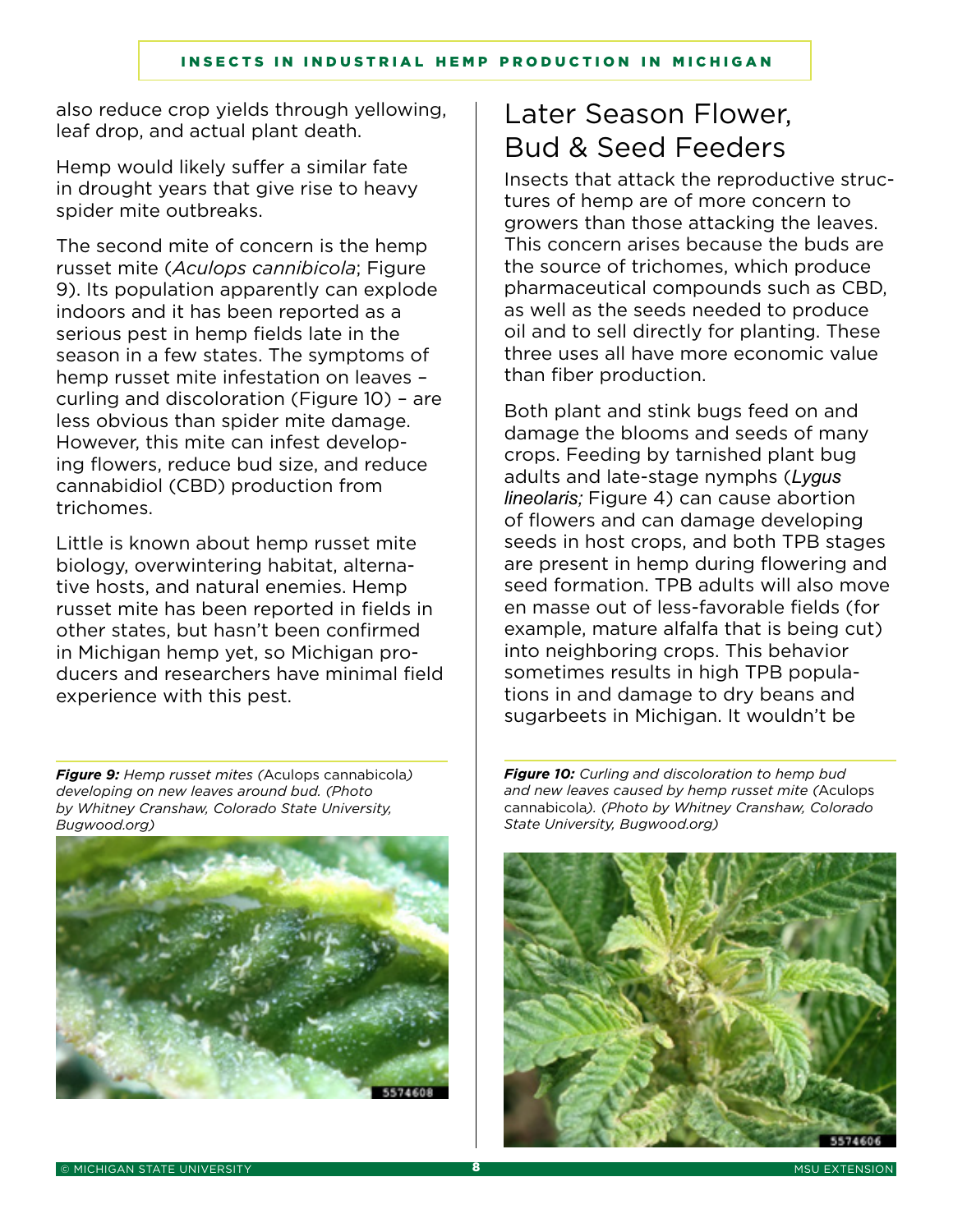also reduce crop yields through yellowing, leaf drop, and actual plant death.

Hemp would likely suffer a similar fate in drought years that give rise to heavy spider mite outbreaks.

The second mite of concern is the hemp russet mite (*Aculops cannibicola*; Figure 9). Its population apparently can explode indoors and it has been reported as a serious pest in hemp fields late in the season in a few states. The symptoms of hemp russet mite infestation on leaves – curling and discoloration (Figure 10) – are less obvious than spider mite damage. However, this mite can infest developing flowers, reduce bud size, and reduce cannabidiol (CBD) production from trichomes.

Little is known about hemp russet mite biology, overwintering habitat, alternative hosts, and natural enemies. Hemp russet mite has been reported in fields in other states, but hasn't been confirmed in Michigan hemp yet, so Michigan producers and researchers have minimal field experience with this pest.

***Figure 9:*** *Hemp russet mites (*Aculops cannabicola*) developing on new leaves around bud. (Photo by Whitney Cranshaw, Colorado State University, Bugwood.org)*

## Later Season Flower, Bud & Seed Feeders

Insects that attack the reproductive structures of hemp are of more concern to growers than those attacking the leaves. This concern arises because the buds are the source of trichomes, which produce pharmaceutical compounds such as CBD, as well as the seeds needed to produce oil and to sell directly for planting. These three uses all have more economic value than fiber production.

Both plant and stink bugs feed on and damage the blooms and seeds of many crops. Feeding by tarnished plant bug adults and late-stage nymphs (*Lygus lineolaris;* Figure 4) can cause abortion of flowers and can damage developing seeds in host crops, and both TPB stages are present in hemp during flowering and seed formation. TPB adults will also move en masse out of less-favorable fields (for example, mature alfalfa that is being cut) into neighboring crops. This behavior sometimes results in high TPB populations in and damage to dry beans and sugarbeets in Michigan. It wouldn't be

***Figure 10:*** *Curling and discoloration to hemp bud and new leaves caused by hemp russet mite (*Aculops cannabicola*). (Photo by Whitney Cranshaw, Colorado State University, Bugwood.org)*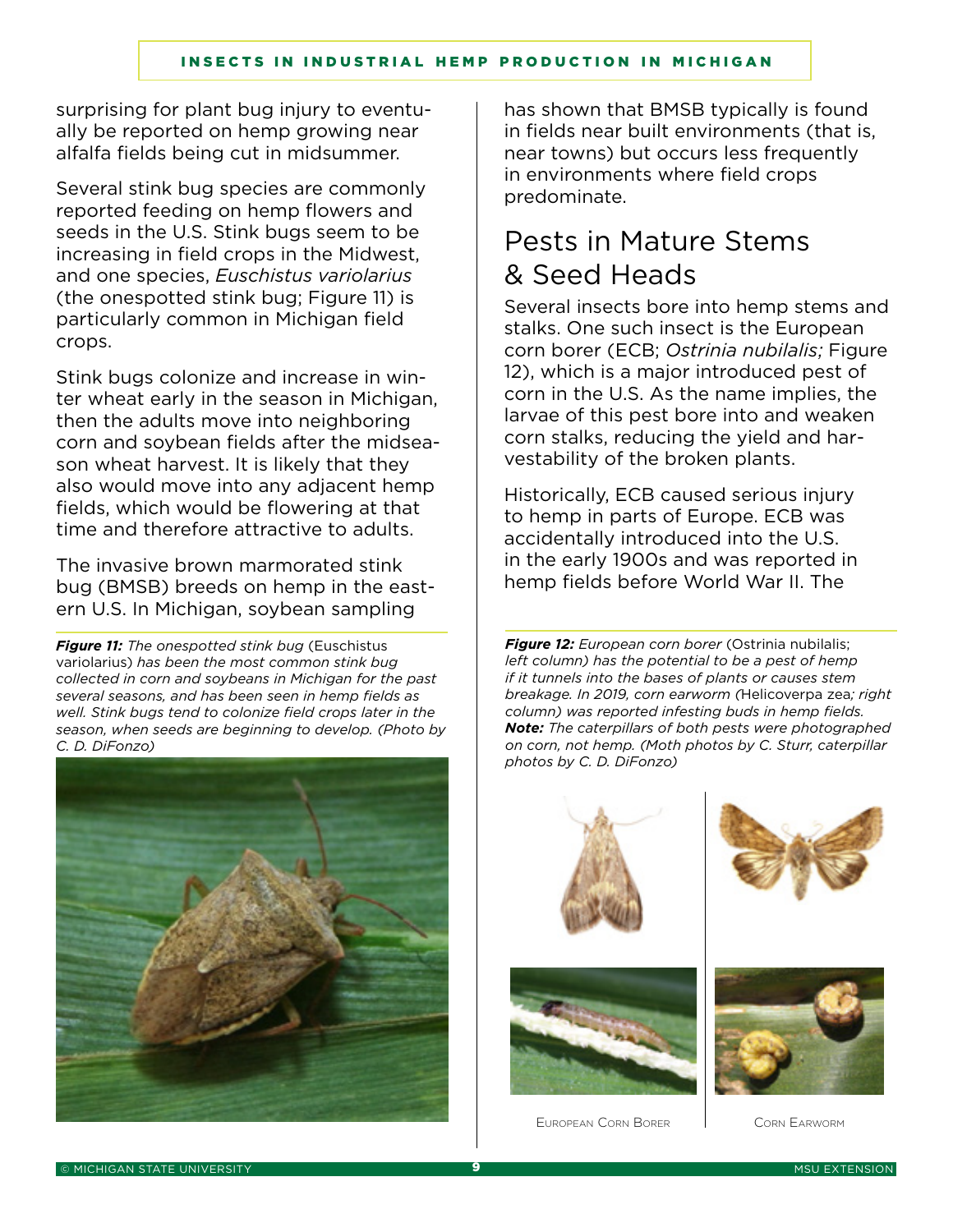surprising for plant bug injury to eventually be reported on hemp growing near alfalfa fields being cut in midsummer.

Several stink bug species are commonly reported feeding on hemp flowers and seeds in the U.S. Stink bugs seem to be increasing in field crops in the Midwest, and one species, *Euschistus variolarius* (the onespotted stink bug; Figure 11) is particularly common in Michigan field crops.

Stink bugs colonize and increase in winter wheat early in the season in Michigan, then the adults move into neighboring corn and soybean fields after the midseason wheat harvest. It is likely that they also would move into any adjacent hemp fields, which would be flowering at that time and therefore attractive to adults.

The invasive brown marmorated stink bug (BMSB) breeds on hemp in the eastern U.S. In Michigan, soybean sampling has shown that BMSB typically is found in fields near built environments (that is, near towns) but occurs less frequently in environments where field crops predominate.

***Figure 11:*** *The onespotted stink bug* (Euschistus variolarius) *has been the most common stink bug collected in corn and soybeans in Michigan for the past several seasons, and has been seen in hemp fields as well. Stink bugs tend to colonize field crops later in the season, when seeds are beginning to develop. (Photo by C. D. DiFonzo)*

## Pests in Mature Stems & Seed Heads

Several insects bore into hemp stems and stalks. One such insect is the European corn borer (ECB; *Ostrinia nubilalis;* Figure 12), which is a major introduced pest of corn in the U.S. As the name implies, the larvae of this pest bore into and weaken corn stalks, reducing the yield and harvestability of the broken plants.

Historically, ECB caused serious injury to hemp in parts of Europe. ECB was accidentally introduced into the U.S. in the early 1900s and was reported in hemp fields before World War II. The

***Figure 12:*** *European corn borer* (Ostrinia nubilalis; *left column) has the potential to be a pest of hemp if it tunnels into the bases of plants or causes stem breakage. In 2019, corn earworm (*Helicoverpa zea*; right column) was reported infesting buds in hemp fields.* ***Note:*** *The caterpillars of both pests were photographed on corn, not hemp. (Moth photos by C. Sturr, caterpillar photos by C. D. DiFonzo)*

European Corn Borer

Corn Earworm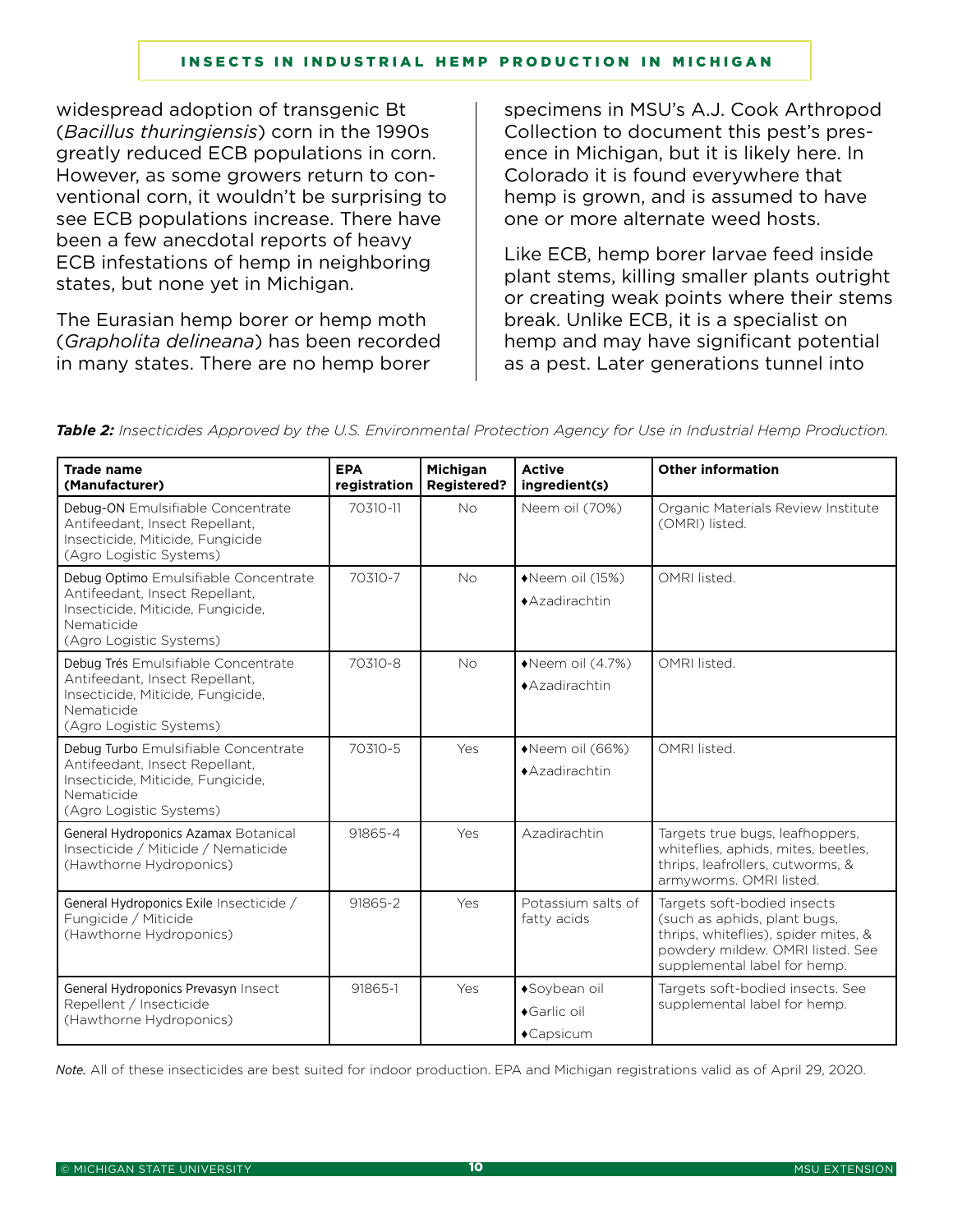widespread adoption of transgenic Bt (*Bacillus thuringiensis*) corn in the 1990s greatly reduced ECB populations in corn. However, as some growers return to conventional corn, it wouldn't be surprising to see ECB populations increase. There have been a few anecdotal reports of heavy ECB infestations of hemp in neighboring states, but none yet in Michigan.

The Eurasian hemp borer or hemp moth (*Grapholita delineana*) has been recorded in many states. There are no hemp borer specimens in MSU's A.J. Cook Arthropod Collection to document this pest's presence in Michigan, but it is likely here. In Colorado it is found everywhere that hemp is grown, and is assumed to have one or more alternate weed hosts.

Like ECB, hemp borer larvae feed inside plant stems, killing smaller plants outright or creating weak points where their stems break. Unlike ECB, it is a specialist on hemp and may have significant potential as a pest. Later generations tunnel into

***Table 2:*** *Insecticides Approved by the U.S. Environmental Protection Agency for Use in Industrial Hemp Production.*

| Trade name (Manufacturer) | EPA registration | Michigan Registered? | Active ingredient(s) | Other information |
|---|---|---|---|---|
| Debug-ON Emulsifiable Concentrate Antifeedant, Insect Repellant, Insecticide, Miticide, Fungicide (Agro Logistic Systems) | 70310-11 | No | Neem oil (70%) | Organic Materials Review Institute (OMRI) listed. |
| Debug Optimo Emulsifiable Concentrate Antifeedant, Insect Repellant, Insecticide, Miticide, Fungicide, Nematicide (Agro Logistic Systems) | 70310-7 | No | ♦Neem oil (15%) ♦Azadirachtin | OMRI listed. |
| Debug Trés Emulsifiable Concentrate Antifeedant, Insect Repellant, Insecticide, Miticide, Fungicide, Nematicide (Agro Logistic Systems) | 70310-8 | No | ♦Neem oil (4.7%) ♦Azadirachtin | OMRI listed. |
| Debug Turbo Emulsifiable Concentrate Antifeedant, Insect Repellant, Insecticide, Miticide, Fungicide, Nematicide (Agro Logistic Systems) | 70310-5 | Yes | ♦Neem oil (66%) ♦Azadirachtin | OMRI listed. |
| General Hydroponics Azamax Botanical Insecticide / Miticide / Nematicide (Hawthorne Hydroponics) | 91865-4 | Yes | Azadirachtin | Targets true bugs, leafhoppers, whiteflies, aphids, mites, beetles, thrips, leafrollers, cutworms, & armyworms. OMRI listed. |
| General Hydroponics Exile Insecticide / Fungicide / Miticide (Hawthorne Hydroponics) | 91865-2 | Yes | Potassium salts of fatty acids | Targets soft-bodied insects (such as aphids, plant bugs, thrips, whiteflies), spider mites, & powdery mildew. OMRI listed. See supplemental label for hemp. |
| General Hydroponics Prevasyn Insect Repellent / Insecticide (Hawthorne Hydroponics) | 91865-1 | Yes | ♦Soybean oil ♦Garlic oil ♦Capsicum | Targets soft-bodied insects. See supplemental label for hemp. |

*Note.* All of these insecticides are best suited for indoor production. EPA and Michigan registrations valid as of April 29, 2020.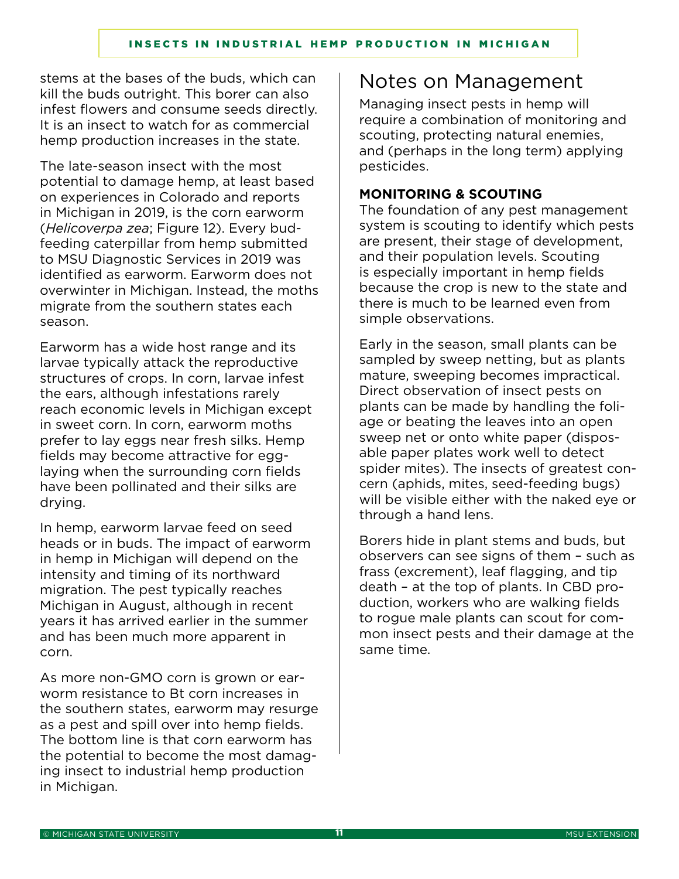stems at the bases of the buds, which can kill the buds outright. This borer can also infest flowers and consume seeds directly. It is an insect to watch for as commercial hemp production increases in the state.

The late-season insect with the most potential to damage hemp, at least based on experiences in Colorado and reports in Michigan in 2019, is the corn earworm (*Helicoverpa zea*; Figure 12). Every bud-feeding caterpillar from hemp submitted to MSU Diagnostic Services in 2019 was identified as earworm. Earworm does not overwinter in Michigan. Instead, the moths migrate from the southern states each season.

Earworm has a wide host range and its larvae typically attack the reproductive structures of crops. In corn, larvae infest the ears, although infestations rarely reach economic levels in Michigan except in sweet corn. In corn, earworm moths prefer to lay eggs near fresh silks. Hemp fields may become attractive for egg-laying when the surrounding corn fields have been pollinated and their silks are drying.

In hemp, earworm larvae feed on seed heads or in buds. The impact of earworm in hemp in Michigan will depend on the intensity and timing of its northward migration. The pest typically reaches Michigan in August, although in recent years it has arrived earlier in the summer and has been much more apparent in corn.

As more non-GMO corn is grown or earworm resistance to Bt corn increases in the southern states, earworm may resurge as a pest and spill over into hemp fields. The bottom line is that corn earworm has the potential to become the most damaging insect to industrial hemp production in Michigan.

# Notes on Management

Managing insect pests in hemp will require a combination of monitoring and scouting, protecting natural enemies, and (perhaps in the long term) applying pesticides.

**MONITORING & SCOUTING**

The foundation of any pest management system is scouting to identify which pests are present, their stage of development, and their population levels. Scouting is especially important in hemp fields because the crop is new to the state and there is much to be learned even from simple observations.

Early in the season, small plants can be sampled by sweep netting, but as plants mature, sweeping becomes impractical. Direct observation of insect pests on plants can be made by handling the foliage or beating the leaves into an open sweep net or onto white paper (disposable paper plates work well to detect spider mites). The insects of greatest concern (aphids, mites, seed-feeding bugs) will be visible either with the naked eye or through a hand lens.

Borers hide in plant stems and buds, but observers can see signs of them – such as frass (excrement), leaf flagging, and tip death – at the top of plants. In CBD production, workers who are walking fields to rogue male plants can scout for common insect pests and their damage at the same time.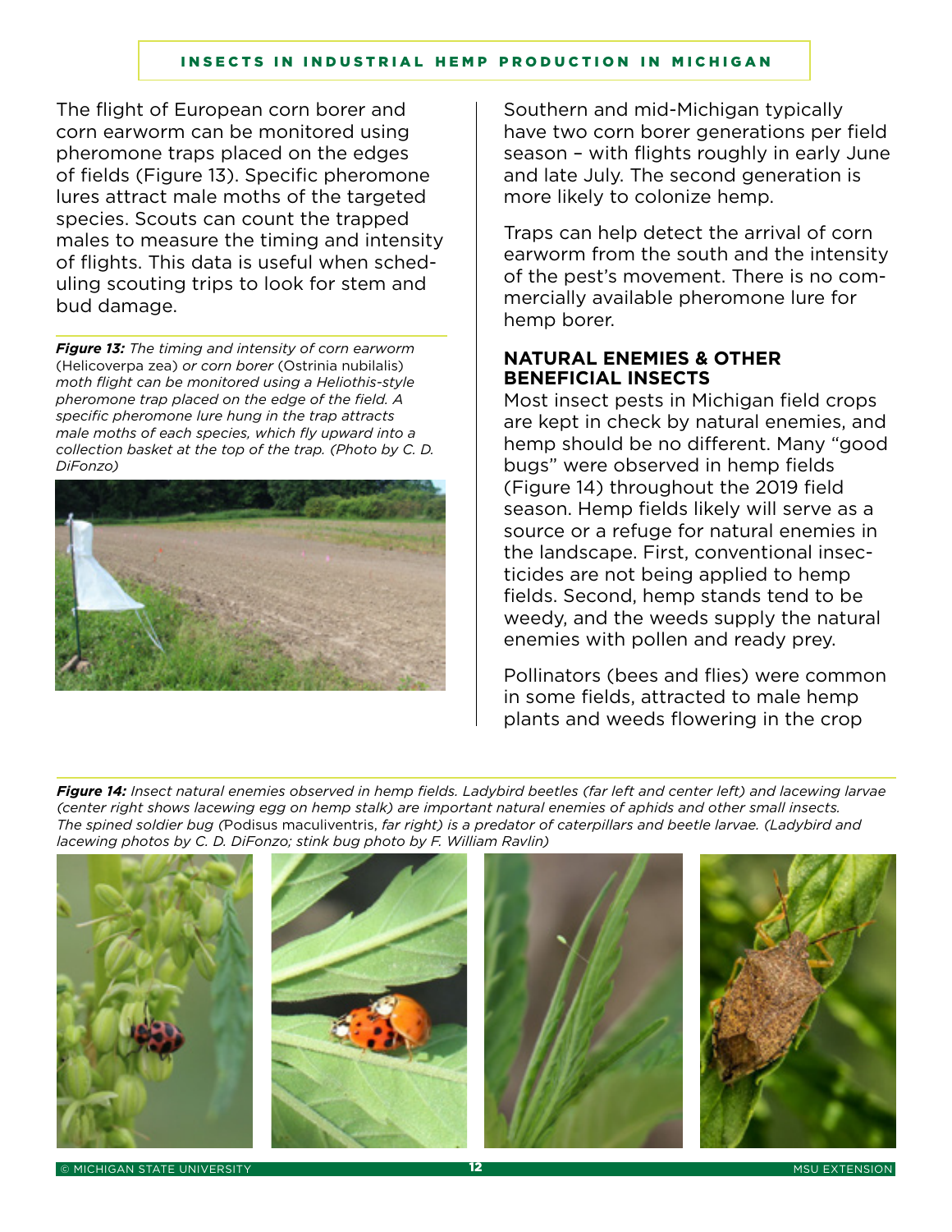The flight of European corn borer and corn earworm can be monitored using pheromone traps placed on the edges of fields (Figure 13). Specific pheromone lures attract male moths of the targeted species. Scouts can count the trapped males to measure the timing and intensity of flights. This data is useful when scheduling scouting trips to look for stem and bud damage.

***Figure 13:*** *The timing and intensity of corn earworm* (Helicoverpa zea) *or corn borer* (Ostrinia nubilalis) *moth flight can be monitored using a Heliothis-style pheromone trap placed on the edge of the field. A specific pheromone lure hung in the trap attracts male moths of each species, which fly upward into a collection basket at the top of the trap. (Photo by C. D. DiFonzo)*

Southern and mid-Michigan typically have two corn borer generations per field season – with flights roughly in early June and late July. The second generation is more likely to colonize hemp.

Traps can help detect the arrival of corn earworm from the south and the intensity of the pest's movement. There is no commercially available pheromone lure for hemp borer.

### NATURAL ENEMIES & OTHER BENEFICIAL INSECTS

Most insect pests in Michigan field crops are kept in check by natural enemies, and hemp should be no different. Many "good bugs" (Figure 14) were observed in hemp fields throughout the 2019 field season. Hemp fields likely will serve as a source or a refuge for natural enemies in the landscape. First, conventional insecticides are not being applied to hemp fields. Second, hemp stands tend to be weedy, and the weeds supply the natural enemies with pollen and ready prey.

Pollinators (bees and flies) were common in some fields, attracted to male hemp plants and weeds flowering in the crop

***Figure 14:*** *Insect natural enemies observed in hemp fields. Ladybird beetles (far left and center left) and lacewing larvae (center right shows lacewing egg on hemp stalk) are important natural enemies of aphids and other small insects. The spined soldier bug (*Podisus maculiventris, *far right) is a predator of caterpillars and beetle larvae. (Ladybird and lacewing photos by C. D. DiFonzo; stink bug photo by F. William Ravlin)*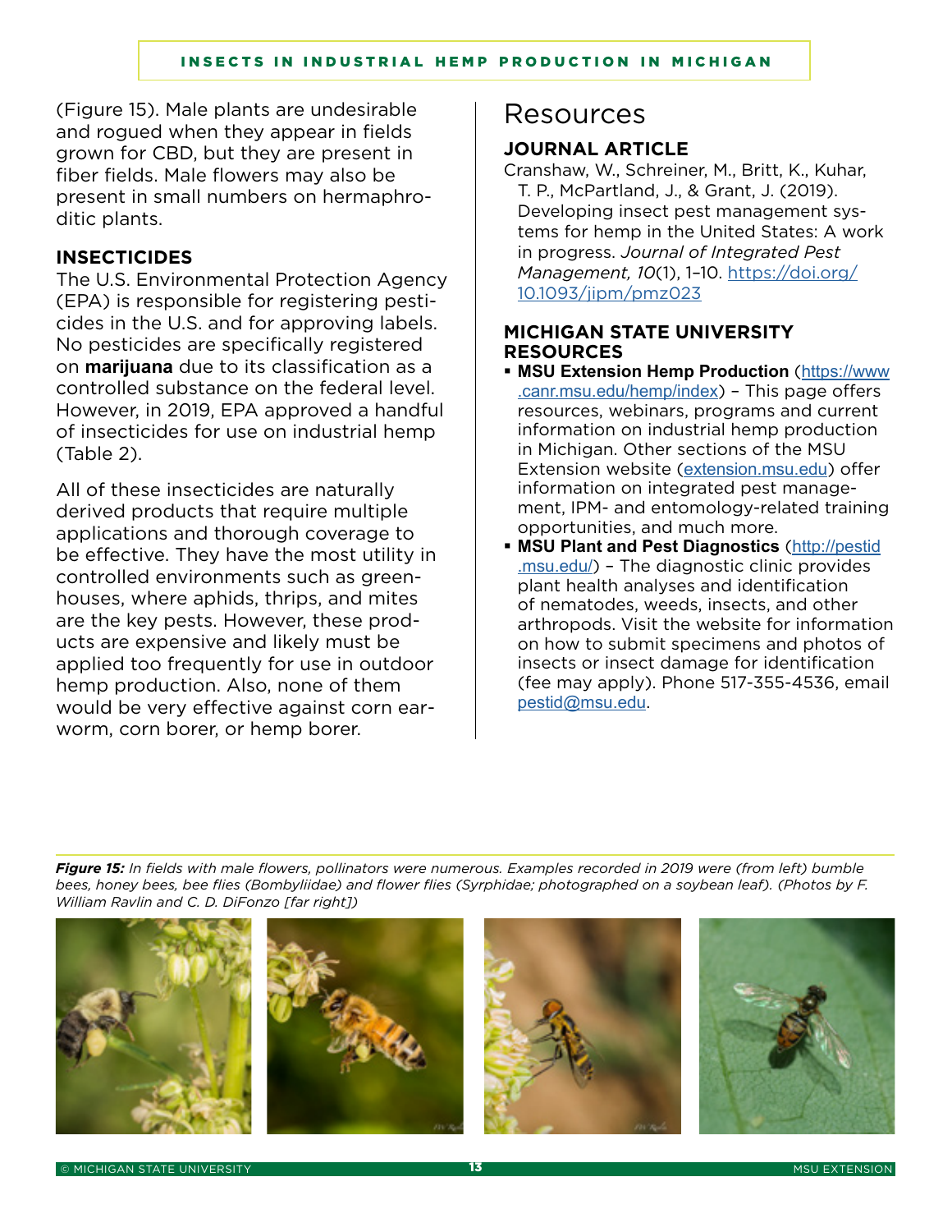(Figure 15). Male plants are undesirable and rogued when they appear in fields grown for CBD, but they are present in fiber fields. Male flowers may also be present in small numbers on hermaphroditic plants.

### INSECTICIDES

The U.S. Environmental Protection Agency (EPA) is responsible for registering pesticides in the U.S. and for approving labels. No pesticides are specifically registered on **marijuana** due to its classification as a controlled substance on the federal level. However, in 2019, EPA approved a handful of insecticides for use on industrial hemp (Table 2).

All of these insecticides are naturally derived products that require multiple applications and thorough coverage to be effective. They have the most utility in controlled environments such as greenhouses, where aphids, thrips, and mites are the key pests. However, these products are expensive and likely must be applied too frequently for use in outdoor hemp production. Also, none of them would be very effective against corn earworm, corn borer, or hemp borer.

## Resources

### JOURNAL ARTICLE

Cranshaw, W., Schreiner, M., Britt, K., Kuhar, T. P., McPartland, J., & Grant, J. (2019). Developing insect pest management systems for hemp in the United States: A work in progress. *Journal of Integrated Pest Management, 10*(1), 1–10. https://doi.org/10.1093/jipm/pmz023

### MICHIGAN STATE UNIVERSITY RESOURCES

- **MSU Extension Hemp Production** (https://www.canr.msu.edu/hemp/index) – This page offers resources, webinars, programs and current information on industrial hemp production in Michigan. Other sections of the MSU Extension website (extension.msu.edu) offer information on integrated pest management, IPM- and entomology-related training opportunities, and much more.
- **MSU Plant and Pest Diagnostics** (http://pestid.msu.edu/) – The diagnostic clinic provides plant health analyses and identification of nematodes, weeds, insects, and other arthropods. Visit the website for information on how to submit specimens and photos of insects or insect damage for identification (fee may apply). Phone 517-355-4536, email pestid@msu.edu.

***Figure 15:*** *In fields with male flowers, pollinators were numerous. Examples recorded in 2019 were (from left) bumble bees, honey bees, bee flies (Bombyliidae) and flower flies (Syrphidae; photographed on a soybean leaf). (Photos by F. William Ravlin and C. D. DiFonzo [far right])*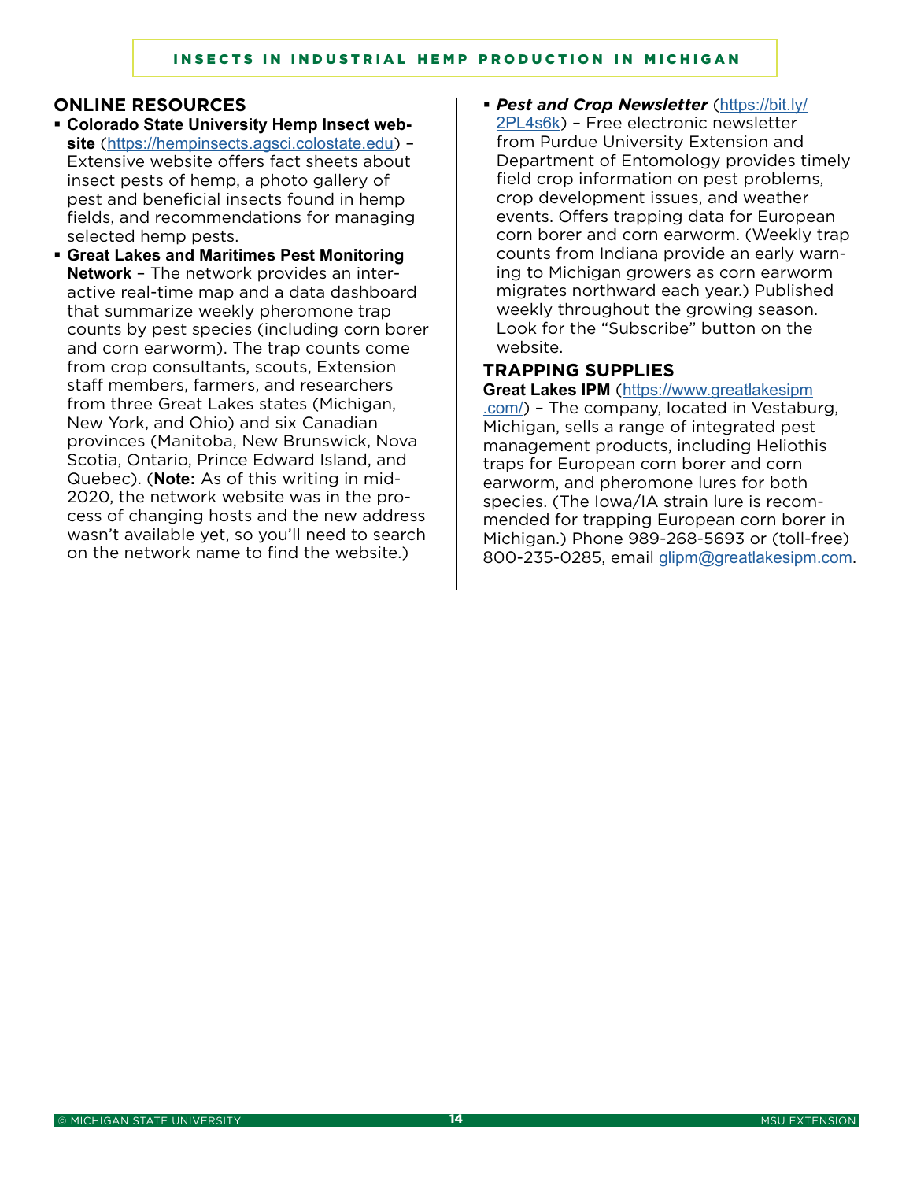## ONLINE RESOURCES

- **Colorado State University Hemp Insect website** (https://hempinsects.agsci.colostate.edu) – Extensive website offers fact sheets about insect pests of hemp, a photo gallery of pest and beneficial insects found in hemp fields, and recommendations for managing selected hemp pests.
- **Great Lakes and Maritimes Pest Monitoring Network** – The network provides an interactive real-time map and a data dashboard that summarize weekly pheromone trap counts by pest species (including corn borer and corn earworm). The trap counts come from crop consultants, scouts, Extension staff members, farmers, and researchers from three Great Lakes states (Michigan, New York, and Ohio) and six Canadian provinces (Manitoba, New Brunswick, Nova Scotia, Ontario, Prince Edward Island, and Quebec). (**Note:** As of this writing in mid-2020, the network website was in the process of changing hosts and the new address wasn't available yet, so you'll need to search on the network name to find the website.)
- ***Pest and Crop Newsletter*** (https://bit.ly/2PL4s6k) – Free electronic newsletter from Purdue University Extension and Department of Entomology provides timely field crop information on pest problems, crop development issues, and weather events. Offers trapping data for European corn borer and corn earworm. (Weekly trap counts from Indiana provide an early warning to Michigan growers as corn earworm migrates northward each year.) Published weekly throughout the growing season. Look for the "Subscribe" button on the website.

## TRAPPING SUPPLIES

**Great Lakes IPM** (https://www.greatlakesipm.com/) – The company, located in Vestaburg, Michigan, sells a range of integrated pest management products, including Heliothis traps for European corn borer and corn earworm, and pheromone lures for both species. (The Iowa/IA strain lure is recommended for trapping European corn borer in Michigan.) Phone 989-268-5693 or (toll-free) 800-235-0285, email glipm@greatlakesipm.com.